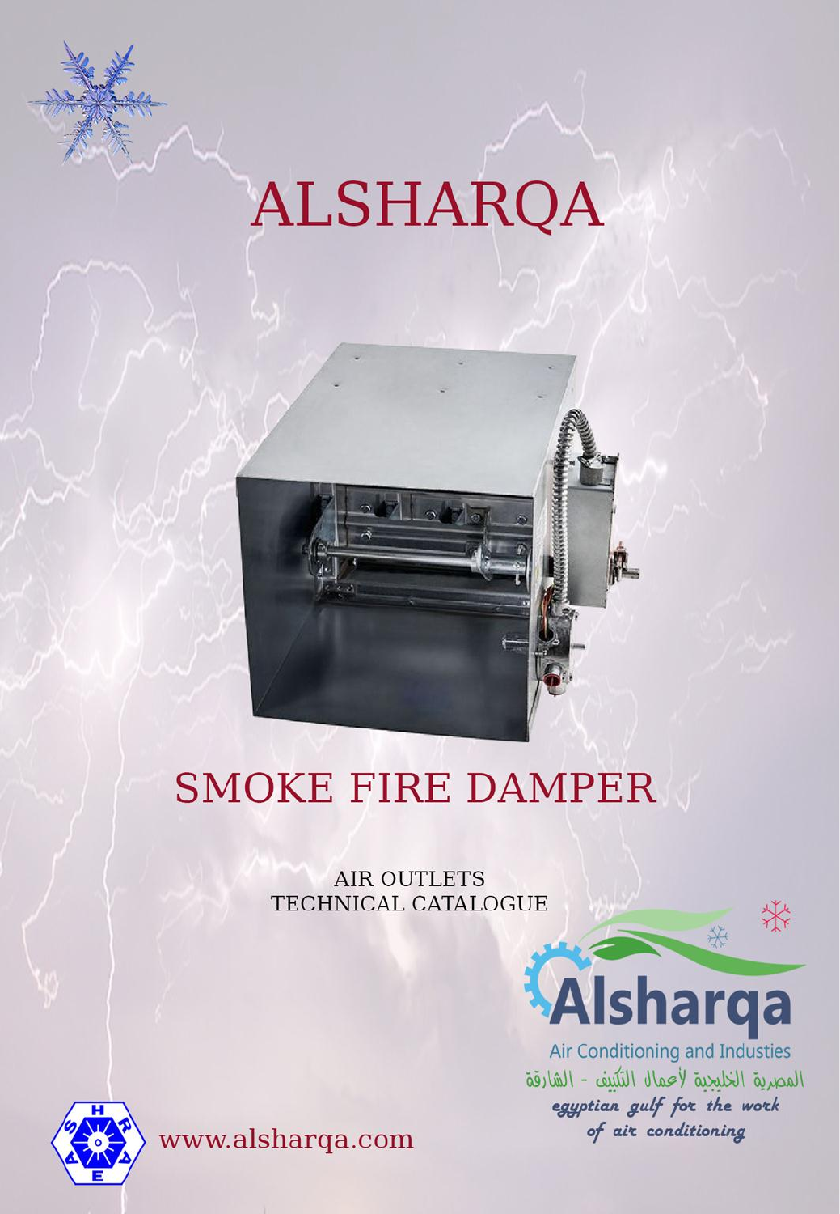# ALSHARQA

## SMOKE FIRE DAMPER

AIR OUTLETS
TECHNICAL CATALOGUE

Alsharqa
Air Conditioning and Industies
المصرية الخليجية لأعمال التكييف - الشارقة
*egyptian gulf for the work of air conditioning*

www.alsharqa.com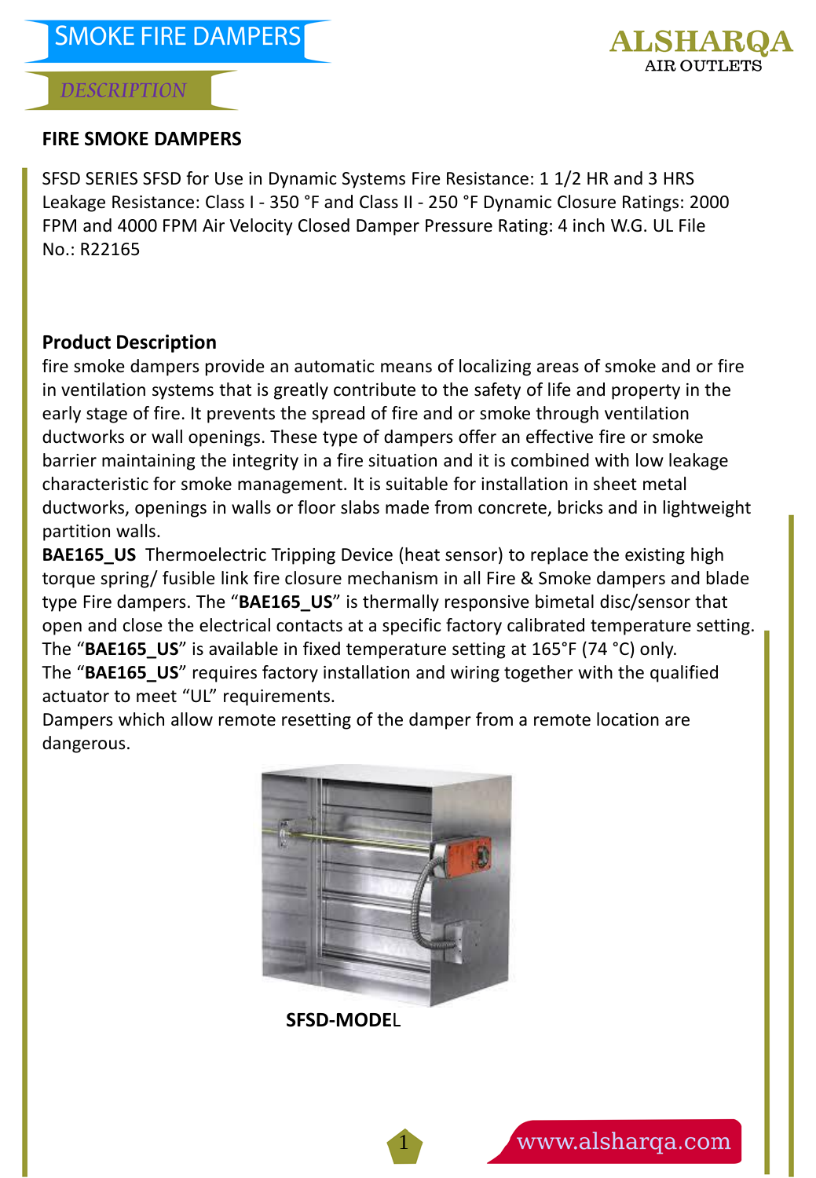# SMOKE FIRE DAMPERS

## DESCRIPTION

### FIRE SMOKE DAMPERS

SFSD SERIES SFSD for Use in Dynamic Systems Fire Resistance: 1 1/2 HR and 3 HRS Leakage Resistance: Class I - 350 °F and Class II - 250 °F Dynamic Closure Ratings: 2000 FPM and 4000 FPM Air Velocity Closed Damper Pressure Rating: 4 inch W.G. UL File No.: R22165

### Product Description

fire smoke dampers provide an automatic means of localizing areas of smoke and or fire in ventilation systems that is greatly contribute to the safety of life and property in the early stage of fire. It prevents the spread of fire and or smoke through ventilation ductworks or wall openings. These type of dampers offer an effective fire or smoke barrier maintaining the integrity in a fire situation and it is combined with low leakage characteristic for smoke management. It is suitable for installation in sheet metal ductworks, openings in walls or floor slabs made from concrete, bricks and in lightweight partition walls.

**BAE165_US** Thermoelectric Tripping Device (heat sensor) to replace the existing high torque spring/ fusible link fire closure mechanism in all Fire & Smoke dampers and blade type Fire dampers. The "**BAE165_US**" is thermally responsive bimetal disc/sensor that open and close the electrical contacts at a specific factory calibrated temperature setting. The "**BAE165_US**" is available in fixed temperature setting at 165°F (74 °C) only.
The "**BAE165_US**" requires factory installation and wiring together with the qualified actuator to meet "UL" requirements.
Dampers which allow remote resetting of the damper from a remote location are dangerous.

**SFSD-MODEL**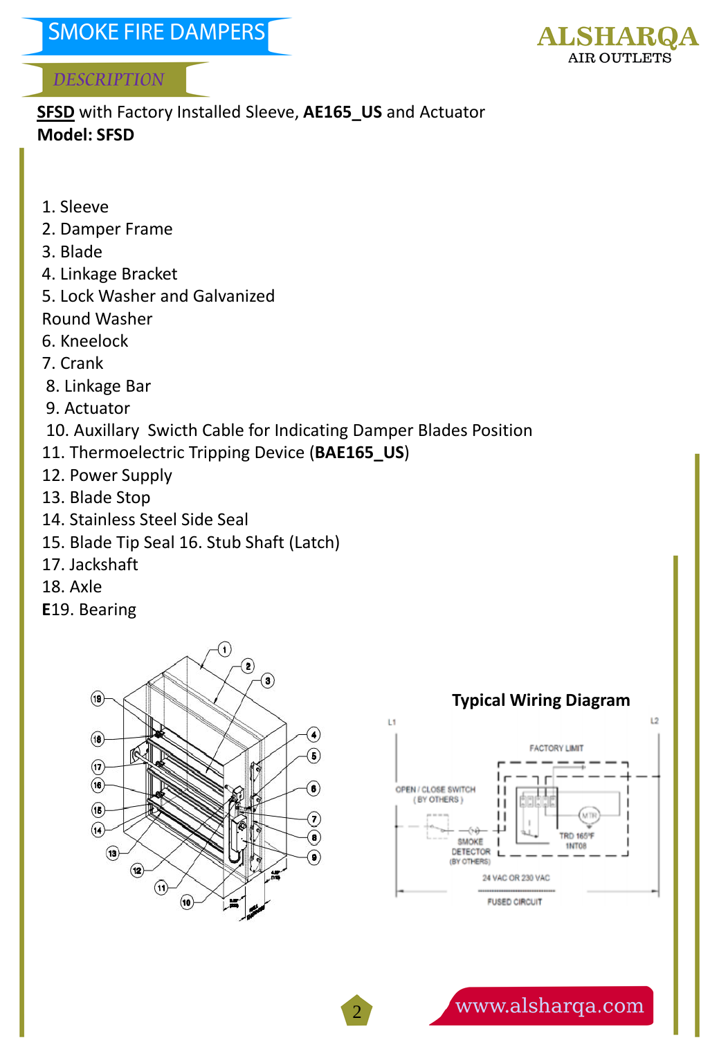# SMOKE FIRE DAMPERS

## DESCRIPTION

**SFSD** with Factory Installed Sleeve, **AE165_US** and Actuator
**Model: SFSD**

1. Sleeve
2. Damper Frame
3. Blade
4. Linkage Bracket
5. Lock Washer and Galvanized Round Washer
6. Kneelock
7. Crank
8. Linkage Bar
9. Actuator
10. Auxillary Swicth Cable for Indicating Damper Blades Position
11. Thermoelectric Tripping Device (**BAE165_US**)
12. Power Supply
13. Blade Stop
14. Stainless Steel Side Seal
15. Blade Tip Seal 16. Stub Shaft (Latch)
17. Jackshaft
18. Axle
**E**19. Bearing

**Typical Wiring Diagram**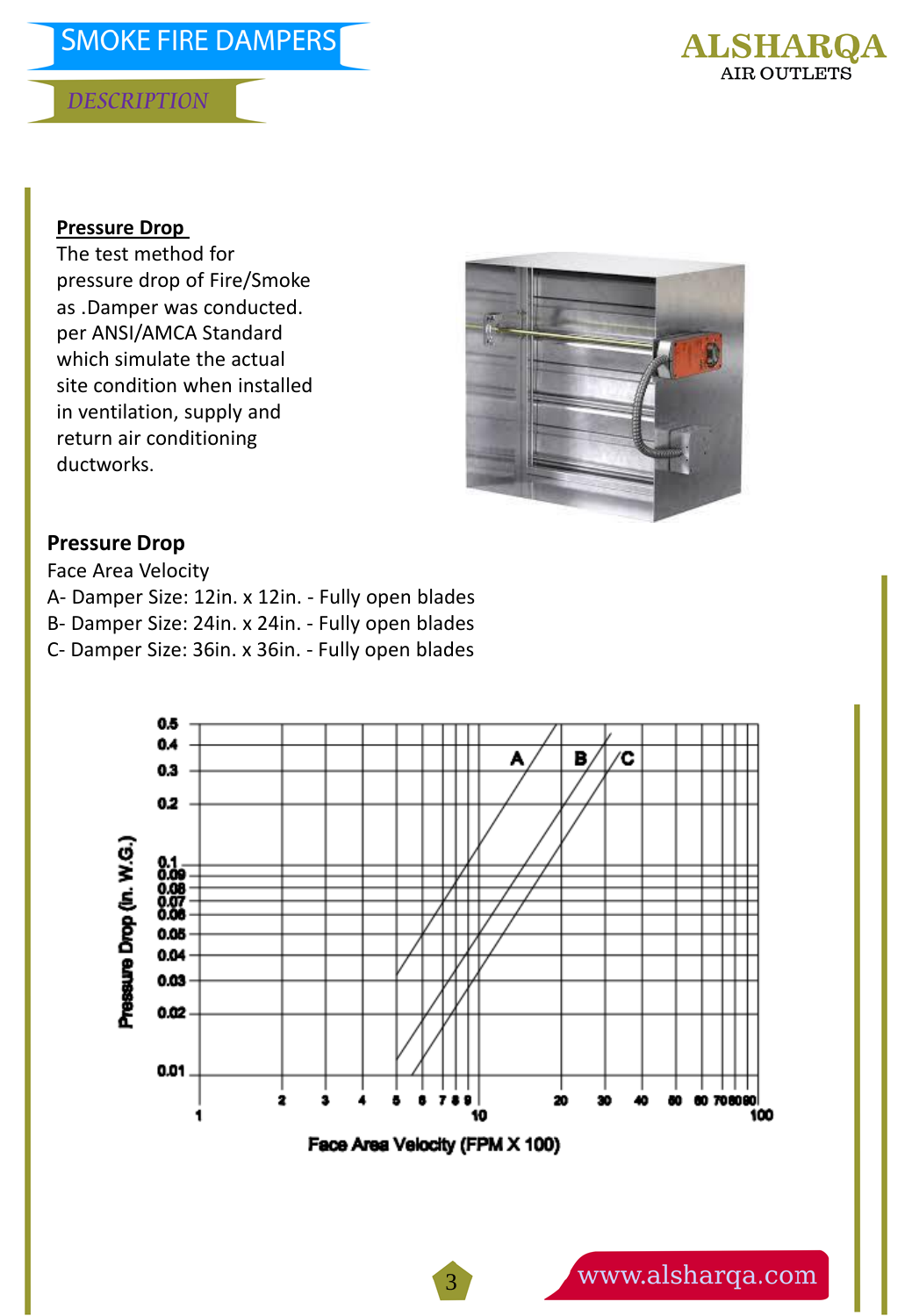## Pressure Drop

The test method for pressure drop of Fire/Smoke as .Damper was conducted. per ANSI/AMCA Standard which simulate the actual site condition when installed in ventilation, supply and return air conditioning ductworks.

## Pressure Drop

Face Area Velocity

A- Damper Size: 12in. x 12in. - Fully open blades

B- Damper Size: 24in. x 24in. - Fully open blades

C- Damper Size: 36in. x 36in. - Fully open blades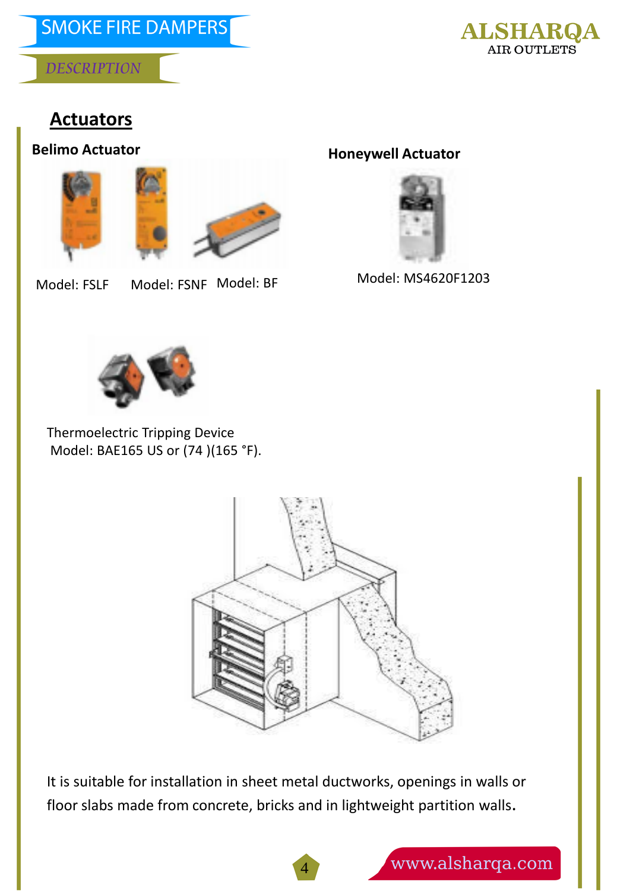## Actuators

**Belimo Actuator**

Model: FSLF     Model: FSNF     Model: BF

**Honeywell Actuator**

Model: MS4620F1203

Thermoelectric Tripping Device
Model: BAE165 US or (74 )(165 °F).

It is suitable for installation in sheet metal ductworks, openings in walls or floor slabs made from concrete, bricks and in lightweight partition walls.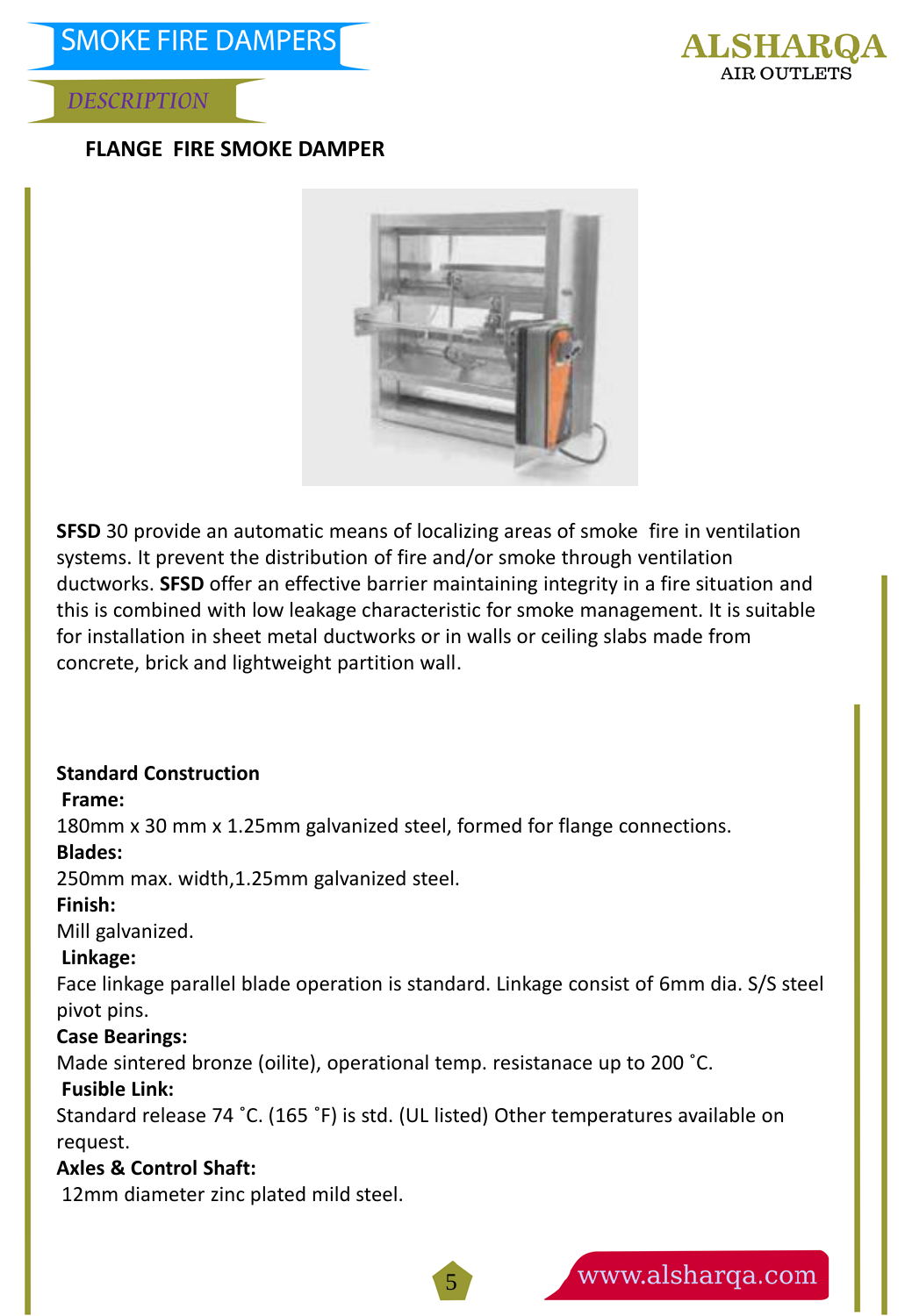# SMOKE FIRE DAMPERS

## DESCRIPTION

### FLANGE FIRE SMOKE DAMPER

**SFSD** 30 provide an automatic means of localizing areas of smoke fire in ventilation systems. It prevent the distribution of fire and/or smoke through ventilation ductworks. **SFSD** offer an effective barrier maintaining integrity in a fire situation and this is combined with low leakage characteristic for smoke management. It is suitable for installation in sheet metal ductworks or in walls or ceiling slabs made from concrete, brick and lightweight partition wall.

**Standard Construction**

**Frame:**

180mm x 30 mm x 1.25mm galvanized steel, formed for flange connections.

**Blades:**

250mm max. width,1.25mm galvanized steel.

**Finish:**

Mill galvanized.

**Linkage:**

Face linkage parallel blade operation is standard. Linkage consist of 6mm dia. S/S steel pivot pins.

**Case Bearings:**

Made sintered bronze (oilite), operational temp. resistanace up to 200 ˚C.

**Fusible Link:**

Standard release 74 ˚C. (165 ˚F) is std. (UL listed) Other temperatures available on request.

**Axles & Control Shaft:**

12mm diameter zinc plated mild steel.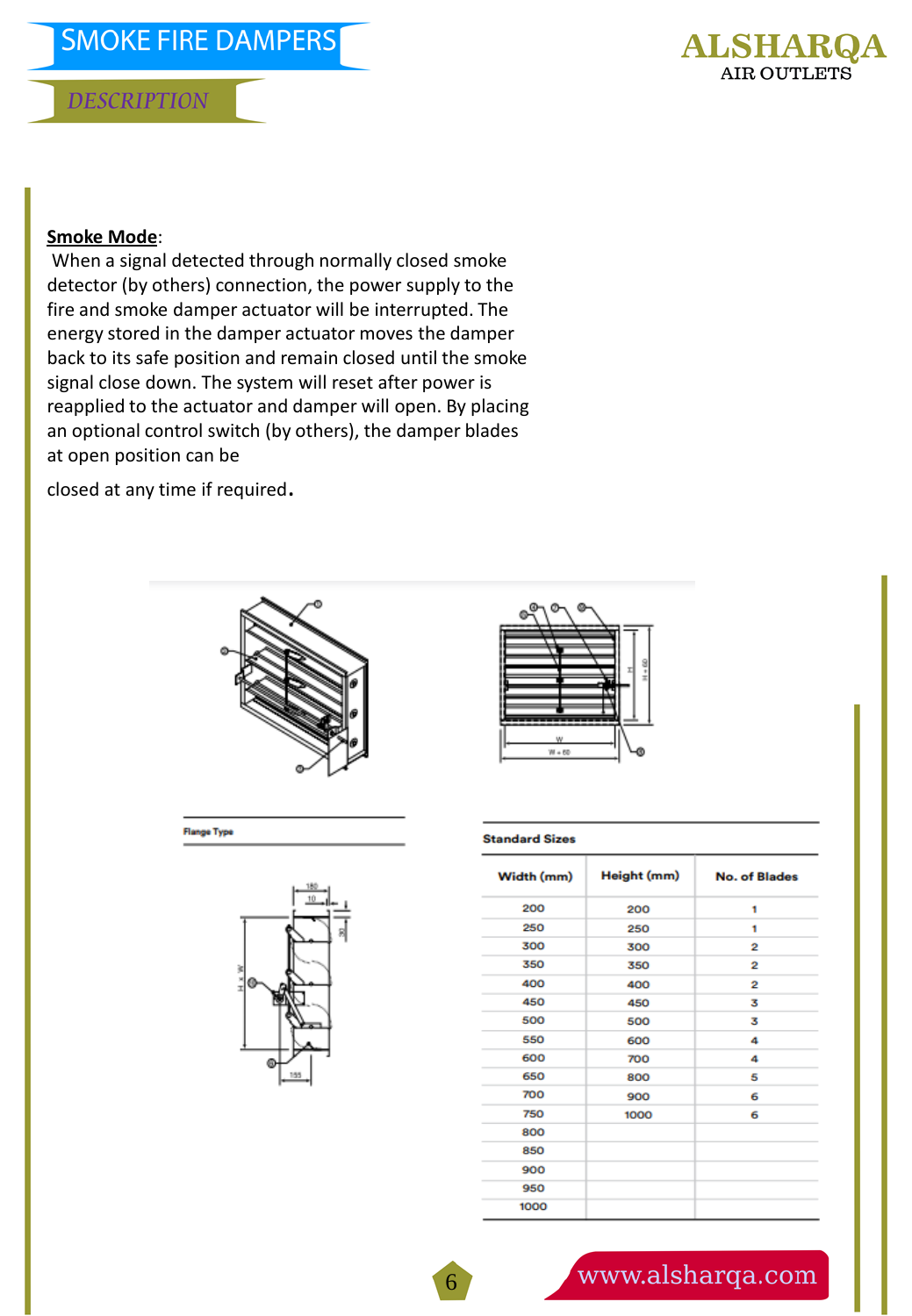# SMOKE FIRE DAMPERS

## DESCRIPTION

**Smoke Mode**:

When a signal detected through normally closed smoke detector (by others) connection, the power supply to the fire and smoke damper actuator will be interrupted. The energy stored in the damper actuator moves the damper back to its safe position and remain closed until the smoke signal close down. The system will reset after power is reapplied to the actuator and damper will open. By placing an optional control switch (by others), the damper blades at open position can be

closed at any time if required.

Flange Type

**Standard Sizes**

| Width (mm) | Height (mm) | No. of Blades |
|---|---|---|
| 200 | 200 | 1 |
| 250 | 250 | 1 |
| 300 | 300 | 2 |
| 350 | 350 | 2 |
| 400 | 400 | 2 |
| 450 | 450 | 3 |
| 500 | 500 | 3 |
| 550 | 600 | 4 |
| 600 | 700 | 4 |
| 650 | 800 | 5 |
| 700 | 900 | 6 |
| 750 | 1000 | 6 |
| 800 | | |
| 850 | | |
| 900 | | |
| 950 | | |
| 1000 | | |

www.alsharqa.com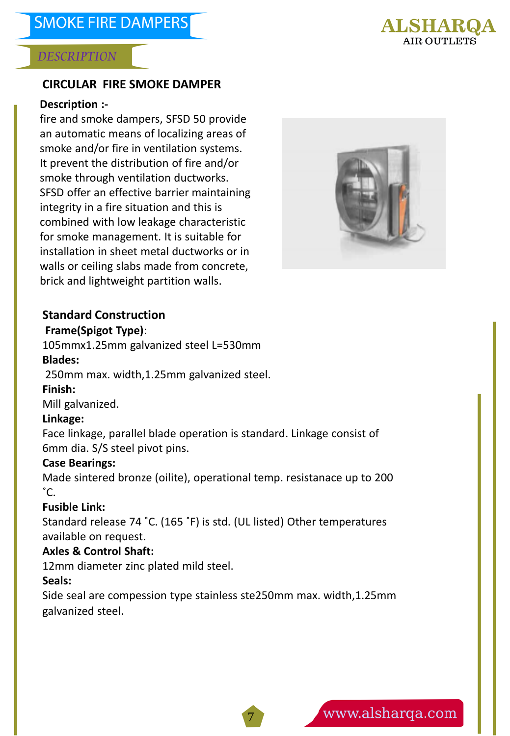# SMOKE FIRE DAMPERS

*DESCRIPTION*

ALSHARQA
AIR OUTLETS

## CIRCULAR FIRE SMOKE DAMPER

**Description :-**

fire and smoke dampers, SFSD 50 provide an automatic means of localizing areas of smoke and/or fire in ventilation systems. It prevent the distribution of fire and/or smoke through ventilation ductworks. SFSD offer an effective barrier maintaining integrity in a fire situation and this is combined with low leakage characteristic for smoke management. It is suitable for installation in sheet metal ductworks or in walls or ceiling slabs made from concrete, brick and lightweight partition walls.

### Standard Construction

**Frame(Spigot Type)**:
105mmx1.25mm galvanized steel L=530mm

**Blades:**
250mm max. width,1.25mm galvanized steel.

**Finish:**
Mill galvanized.

**Linkage:**
Face linkage, parallel blade operation is standard. Linkage consist of 6mm dia. S/S steel pivot pins.

**Case Bearings:**
Made sintered bronze (oilite), operational temp. resistanace up to 200 ˚C.

**Fusible Link:**
Standard release 74 ˚C. (165 ˚F) is std. (UL listed) Other temperatures available on request.

**Axles & Control Shaft:**
12mm diameter zinc plated mild steel.

**Seals:**
Side seal are compession type stainless ste250mm max. width,1.25mm galvanized steel.

www.alsharqa.com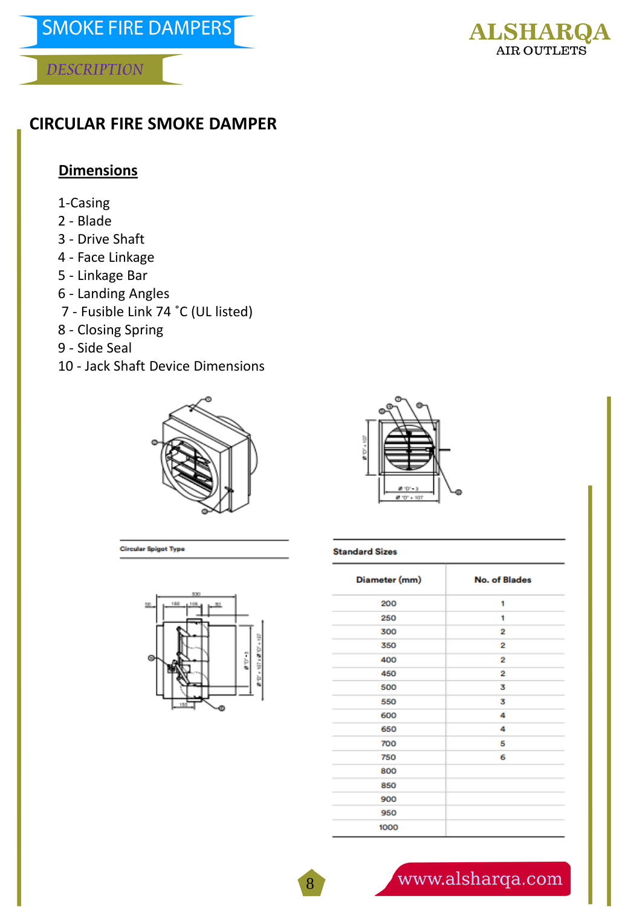## CIRCULAR FIRE SMOKE DAMPER

### Dimensions

1-Casing
2 - Blade
3 - Drive Shaft
4 - Face Linkage
5 - Linkage Bar
6 - Landing Angles
7 - Fusible Link 74 ˚C (UL listed)
8 - Closing Spring
9 - Side Seal
10 - Jack Shaft Device Dimensions

Circular Spigot Type

**Standard Sizes**

| Diameter (mm) | No. of Blades |
|---|---|
| 200 | 1 |
| 250 | 1 |
| 300 | 2 |
| 350 | 2 |
| 400 | 2 |
| 450 | 2 |
| 500 | 3 |
| 550 | 3 |
| 600 | 4 |
| 650 | 4 |
| 700 | 5 |
| 750 | 6 |
| 800 | |
| 850 | |
| 900 | |
| 950 | |
| 1000 | |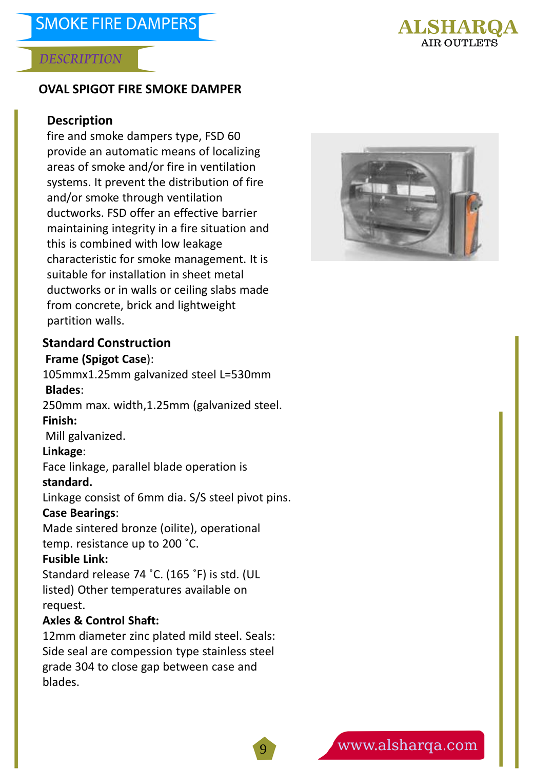# SMOKE FIRE DAMPERS

*DESCRIPTION*

## OVAL SPIGOT FIRE SMOKE DAMPER

### Description

fire and smoke dampers type, FSD 60 provide an automatic means of localizing areas of smoke and/or fire in ventilation systems. It prevent the distribution of fire and/or smoke through ventilation ductworks. FSD offer an effective barrier maintaining integrity in a fire situation and this is combined with low leakage characteristic for smoke management. It is suitable for installation in sheet metal ductworks or in walls or ceiling slabs made from concrete, brick and lightweight partition walls.

### Standard Construction

**Frame (Spigot Case)**:
105mmx1.25mm galvanized steel L=530mm

**Blades**:
250mm max. width,1.25mm (galvanized steel.

**Finish:**
Mill galvanized.

**Linkage**:
Face linkage, parallel blade operation is **standard.**
Linkage consist of 6mm dia. S/S steel pivot pins.

**Case Bearings**:
Made sintered bronze (oilite), operational temp. resistance up to 200 ˚C.

**Fusible Link:**
Standard release 74 ˚C. (165 ˚F) is std. (UL listed) Other temperatures available on request.

**Axles & Control Shaft:**
12mm diameter zinc plated mild steel. Seals: Side seal are compession type stainless steel grade 304 to close gap between case and blades.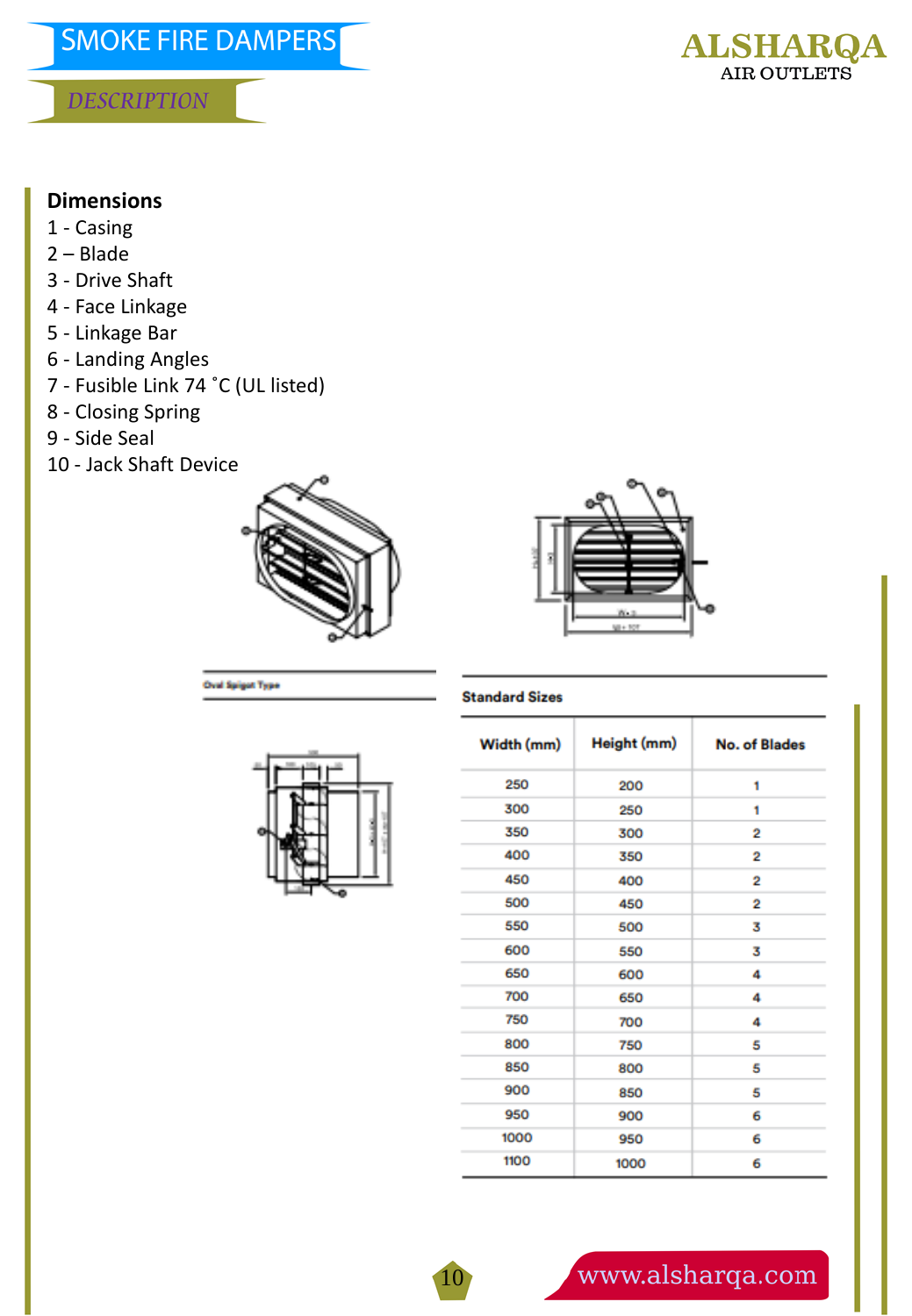# SMOKE FIRE DAMPERS

## DESCRIPTION

**Dimensions**

1 - Casing
2 – Blade
3 - Drive Shaft
4 - Face Linkage
5 - Linkage Bar
6 - Landing Angles
7 - Fusible Link 74 ˚C (UL listed)
8 - Closing Spring
9 - Side Seal
10 - Jack Shaft Device

Oval Spigot Type

**Standard Sizes**

| Width (mm) | Height (mm) | No. of Blades |
|---|---|---|
| 250 | 200 | 1 |
| 300 | 250 | 1 |
| 350 | 300 | 2 |
| 400 | 350 | 2 |
| 450 | 400 | 2 |
| 500 | 450 | 2 |
| 550 | 500 | 3 |
| 600 | 550 | 3 |
| 650 | 600 | 4 |
| 700 | 650 | 4 |
| 750 | 700 | 4 |
| 800 | 750 | 5 |
| 850 | 800 | 5 |
| 900 | 850 | 5 |
| 950 | 900 | 6 |
| 1000 | 950 | 6 |
| 1100 | 1000 | 6 |

www.alsharqa.com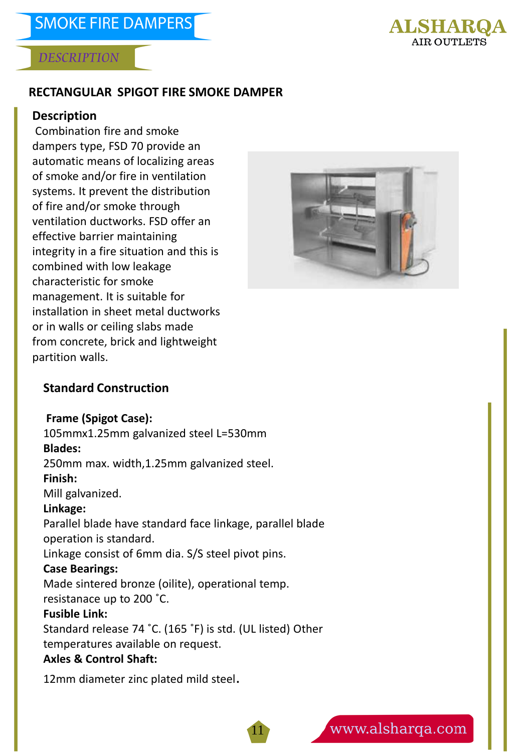# SMOKE FIRE DAMPERS

*DESCRIPTION*

## RECTANGULAR SPIGOT FIRE SMOKE DAMPER

### Description

Combination fire and smoke dampers type, FSD 70 provide an automatic means of localizing areas of smoke and/or fire in ventilation systems. It prevent the distribution of fire and/or smoke through ventilation ductworks. FSD offer an effective barrier maintaining integrity in a fire situation and this is combined with low leakage characteristic for smoke management. It is suitable for installation in sheet metal ductworks or in walls or ceiling slabs made from concrete, brick and lightweight partition walls.

### Standard Construction

**Frame (Spigot Case):**
105mmx1.25mm galvanized steel L=530mm

**Blades:**
250mm max. width,1.25mm galvanized steel.

**Finish:**
Mill galvanized.

**Linkage:**
Parallel blade have standard face linkage, parallel blade operation is standard.
Linkage consist of 6mm dia. S/S steel pivot pins.

**Case Bearings:**
Made sintered bronze (oilite), operational temp. resistanace up to 200 ˚C.

**Fusible Link:**
Standard release 74 ˚C. (165 ˚F) is std. (UL listed) Other temperatures available on request.

**Axles & Control Shaft:**

12mm diameter zinc plated mild steel.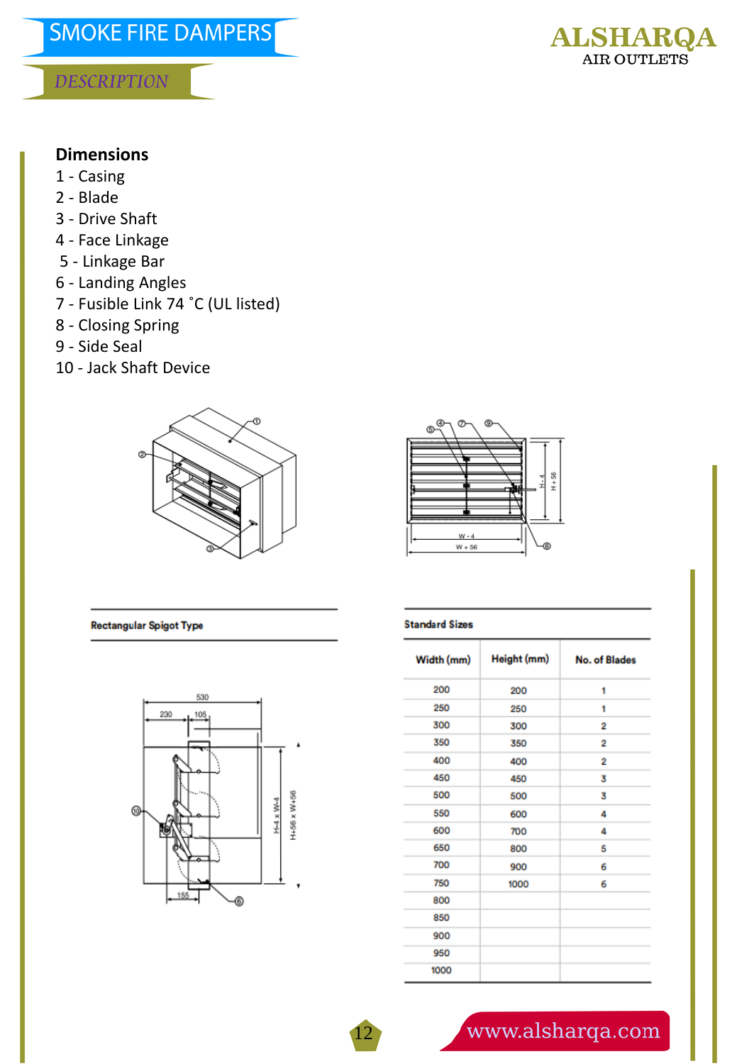# SMOKE FIRE DAMPERS

## DESCRIPTION

### Dimensions

1 - Casing
2 - Blade
3 - Drive Shaft
4 - Face Linkage
5 - Linkage Bar
6 - Landing Angles
7 - Fusible Link 74 ˚C (UL listed)
8 - Closing Spring
9 - Side Seal
10 - Jack Shaft Device

**Rectangular Spigot Type**

**Standard Sizes**

| Width (mm) | Height (mm) | No. of Blades |
|---|---|---|
| 200 | 200 | 1 |
| 250 | 250 | 1 |
| 300 | 300 | 2 |
| 350 | 350 | 2 |
| 400 | 400 | 2 |
| 450 | 450 | 3 |
| 500 | 500 | 3 |
| 550 | 600 | 4 |
| 600 | 700 | 4 |
| 650 | 800 | 5 |
| 700 | 900 | 6 |
| 750 | 1000 | 6 |
| 800 | | |
| 850 | | |
| 900 | | |
| 950 | | |
| 1000 | | |

www.alsharqa.com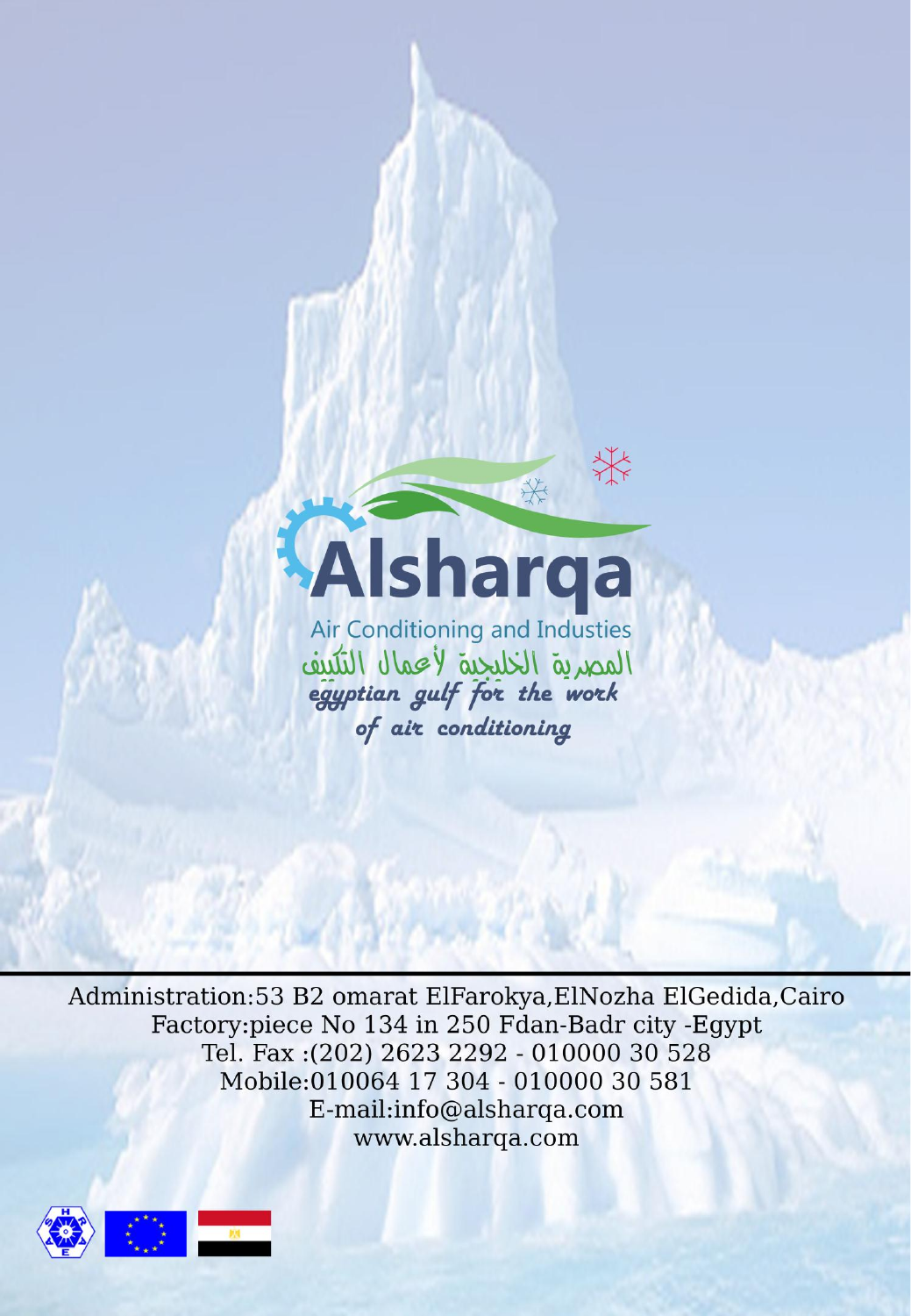Alsharqa

Air Conditioning and Industies

المصرية الخليجية لأعمال التكييف

egyptian gulf for the work of air conditioning

Administration:53 B2 omarat ElFarokya,ElNozha ElGedida,Cairo
Factory:piece No 134 in 250 Fdan-Badr city -Egypt
Tel. Fax :(202) 2623 2292 - 010000 30 528
Mobile:010064 17 304 - 010000 30 581
E-mail:info@alsharqa.com
www.alsharqa.com